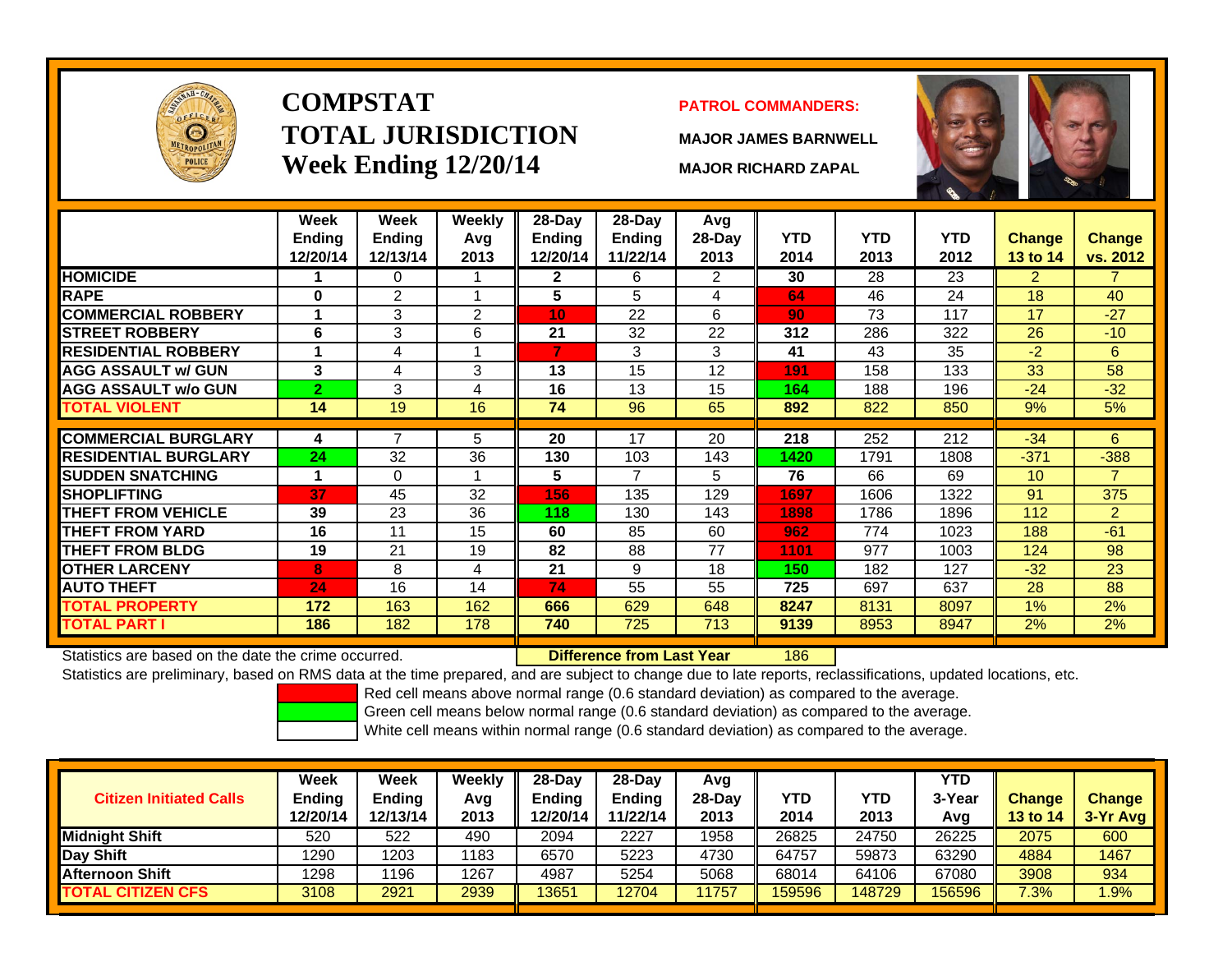# COMPSTAT
# TOTAL JURISDICTION
## Week Ending 12/20/14

**PATROL COMMANDERS:**

**MAJOR JAMES BARNWELL**

**MAJOR RICHARD ZAPAL**

| | Week Ending 12/20/14 | Week Ending 12/13/14 | Weekly Avg 2013 | 28-Day Ending 12/20/14 | 28-Day Ending 11/22/14 | Avg 28-Day 2013 | YTD 2014 | YTD 2013 | YTD 2012 | Change 13 to 14 | Change vs. 2012 |
|---|---|---|---|---|---|---|---|---|---|---|---|
| HOMICIDE | 1 | 0 | 1 | 2 | 6 | 2 | 30 | 28 | 23 | 2 | 7 |
| RAPE | 0 | 2 | 1 | 5 | 5 | 4 | 64 | 46 | 24 | 18 | 40 |
| COMMERCIAL ROBBERY | 1 | 3 | 2 | 10 | 22 | 6 | 90 | 73 | 117 | 17 | -27 |
| STREET ROBBERY | 6 | 3 | 6 | 21 | 32 | 22 | 312 | 286 | 322 | 26 | -10 |
| RESIDENTIAL ROBBERY | 1 | 4 | 1 | 7 | 3 | 3 | 41 | 43 | 35 | -2 | 6 |
| AGG ASSAULT w/ GUN | 3 | 4 | 3 | 13 | 15 | 12 | 191 | 158 | 133 | 33 | 58 |
| AGG ASSAULT w/o GUN | 2 | 3 | 4 | 16 | 13 | 15 | 164 | 188 | 196 | -24 | -32 |
| TOTAL VIOLENT | 14 | 19 | 16 | 74 | 96 | 65 | 892 | 822 | 850 | 9% | 5% |
| COMMERCIAL BURGLARY | 4 | 7 | 5 | 20 | 17 | 20 | 218 | 252 | 212 | -34 | 6 |
| RESIDENTIAL BURGLARY | 24 | 32 | 36 | 130 | 103 | 143 | 1420 | 1791 | 1808 | -371 | -388 |
| SUDDEN SNATCHING | 1 | 0 | 1 | 5 | 7 | 5 | 76 | 66 | 69 | 10 | 7 |
| SHOPLIFTING | 37 | 45 | 32 | 156 | 135 | 129 | 1697 | 1606 | 1322 | 91 | 375 |
| THEFT FROM VEHICLE | 39 | 23 | 36 | 118 | 130 | 143 | 1898 | 1786 | 1896 | 112 | 2 |
| THEFT FROM YARD | 16 | 11 | 15 | 60 | 85 | 60 | 962 | 774 | 1023 | 188 | -61 |
| THEFT FROM BLDG | 19 | 21 | 19 | 82 | 88 | 77 | 1101 | 977 | 1003 | 124 | 98 |
| OTHER LARCENY | 8 | 8 | 4 | 21 | 9 | 18 | 150 | 182 | 127 | -32 | 23 |
| AUTO THEFT | 24 | 16 | 14 | 74 | 55 | 55 | 725 | 697 | 637 | 28 | 88 |
| TOTAL PROPERTY | 172 | 163 | 162 | 666 | 629 | 648 | 8247 | 8131 | 8097 | 1% | 2% |
| TOTAL PART I | 186 | 182 | 178 | 740 | 725 | 713 | 9139 | 8953 | 8947 | 2% | 2% |

Statistics are based on the date the crime occurred. **Difference from Last Year** 186

Statistics are preliminary, based on RMS data at the time prepared, and are subject to change due to late reports, reclassifications, updated locations, etc.

Red cell means above normal range (0.6 standard deviation) as compared to the average.

Green cell means below normal range (0.6 standard deviation) as compared to the average.

White cell means within normal range (0.6 standard deviation) as compared to the average.

| Citizen Initiated Calls | Week Ending 12/20/14 | Week Ending 12/13/14 | Weekly Avg 2013 | 28-Day Ending 12/20/14 | 28-Day Ending 11/22/14 | Avg 28-Day 2013 | YTD 2014 | YTD 2013 | YTD 3-Year Avg | Change 13 to 14 | Change 3-Yr Avg |
|---|---|---|---|---|---|---|---|---|---|---|---|
| Midnight Shift | 520 | 522 | 490 | 2094 | 2227 | 1958 | 26825 | 24750 | 26225 | 2075 | 600 |
| Day Shift | 1290 | 1203 | 1183 | 6570 | 5223 | 4730 | 64757 | 59873 | 63290 | 4884 | 1467 |
| Afternoon Shift | 1298 | 1196 | 1267 | 4987 | 5254 | 5068 | 68014 | 64106 | 67080 | 3908 | 934 |
| TOTAL CITIZEN CFS | 3108 | 2921 | 2939 | 13651 | 12704 | 11757 | 159596 | 148729 | 156596 | 7.3% | 1.9% |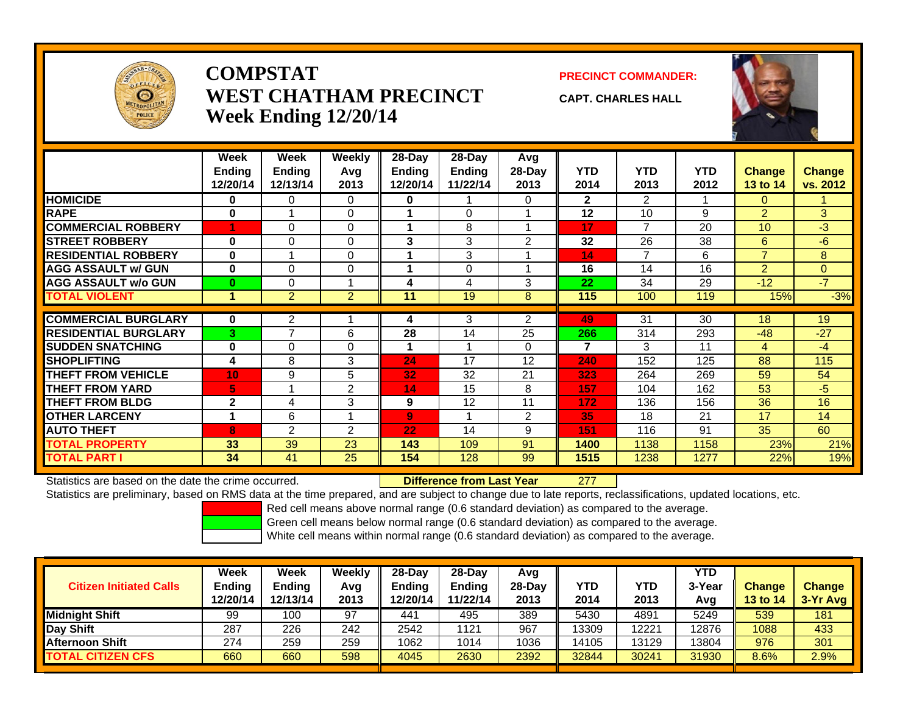# COMPSTAT
# WEST CHATHAM PRECINCT
## Week Ending 12/20/14

**PRECINCT COMMANDER:**

**CAPT. CHARLES HALL**

| | Week Ending 12/20/14 | Week Ending 12/13/14 | Weekly Avg 2013 | 28-Day Ending 12/20/14 | 28-Day Ending 11/22/14 | Avg 28-Day 2013 | YTD 2014 | YTD 2013 | YTD 2012 | Change 13 to 14 | Change vs. 2012 |
|---|---|---|---|---|---|---|---|---|---|---|---|
| **HOMICIDE** | 0 | 0 | 0 | 0 | 1 | 0 | 2 | 2 | 1 | 0 | 1 |
| **RAPE** | 0 | 1 | 0 | 1 | 0 | 1 | 12 | 10 | 9 | 2 | 3 |
| **COMMERCIAL ROBBERY** | 1 | 0 | 0 | 1 | 8 | 1 | 17 | 7 | 20 | 10 | -3 |
| **STREET ROBBERY** | 0 | 0 | 0 | 3 | 3 | 2 | 32 | 26 | 38 | 6 | -6 |
| **RESIDENTIAL ROBBERY** | 0 | 1 | 0 | 1 | 3 | 1 | 14 | 7 | 6 | 7 | 8 |
| **AGG ASSAULT w/ GUN** | 0 | 0 | 0 | 1 | 0 | 1 | 16 | 14 | 16 | 2 | 0 |
| **AGG ASSAULT w/o GUN** | 0 | 0 | 1 | 4 | 4 | 3 | 22 | 34 | 29 | -12 | -7 |
| **TOTAL VIOLENT** | 1 | 2 | 2 | 11 | 19 | 8 | 115 | 100 | 119 | 15% | -3% |
| **COMMERCIAL BURGLARY** | 0 | 2 | 1 | 4 | 3 | 2 | 49 | 31 | 30 | 18 | 19 |
| **RESIDENTIAL BURGLARY** | 3 | 7 | 6 | 28 | 14 | 25 | 266 | 314 | 293 | -48 | -27 |
| **SUDDEN SNATCHING** | 0 | 0 | 0 | 1 | 1 | 0 | 7 | 3 | 11 | 4 | -4 |
| **SHOPLIFTING** | 4 | 8 | 3 | 24 | 17 | 12 | 240 | 152 | 125 | 88 | 115 |
| **THEFT FROM VEHICLE** | 10 | 9 | 5 | 32 | 32 | 21 | 323 | 264 | 269 | 59 | 54 |
| **THEFT FROM YARD** | 5 | 1 | 2 | 14 | 15 | 8 | 157 | 104 | 162 | 53 | -5 |
| **THEFT FROM BLDG** | 2 | 4 | 3 | 9 | 12 | 11 | 172 | 136 | 156 | 36 | 16 |
| **OTHER LARCENY** | 1 | 6 | 1 | 9 | 1 | 2 | 35 | 18 | 21 | 17 | 14 |
| **AUTO THEFT** | 8 | 2 | 2 | 22 | 14 | 9 | 151 | 116 | 91 | 35 | 60 |
| **TOTAL PROPERTY** | 33 | 39 | 23 | 143 | 109 | 91 | 1400 | 1138 | 1158 | 23% | 21% |
| **TOTAL PART I** | 34 | 41 | 25 | 154 | 128 | 99 | 1515 | 1238 | 1277 | 22% | 19% |

Statistics are based on the date the crime occurred. **Difference from Last Year** 277

Statistics are preliminary, based on RMS data at the time prepared, and are subject to change due to late reports, reclassifications, updated locations, etc.

Red cell means above normal range (0.6 standard deviation) as compared to the average.
Green cell means below normal range (0.6 standard deviation) as compared to the average.
White cell means within normal range (0.6 standard deviation) as compared to the average.

| Citizen Initiated Calls | Week Ending 12/20/14 | Week Ending 12/13/14 | Weekly Avg 2013 | 28-Day Ending 12/20/14 | 28-Day Ending 11/22/14 | Avg 28-Day 2013 | YTD 2014 | YTD 2013 | YTD 3-Year Avg | Change 13 to 14 | Change 3-Yr Avg |
|---|---|---|---|---|---|---|---|---|---|---|---|
| **Midnight Shift** | 99 | 100 | 97 | 441 | 495 | 389 | 5430 | 4891 | 5249 | 539 | 181 |
| **Day Shift** | 287 | 226 | 242 | 2542 | 1121 | 967 | 13309 | 12221 | 12876 | 1088 | 433 |
| **Afternoon Shift** | 274 | 259 | 259 | 1062 | 1014 | 1036 | 14105 | 13129 | 13804 | 976 | 301 |
| **TOTAL CITIZEN CFS** | 660 | 660 | 598 | 4045 | 2630 | 2392 | 32844 | 30241 | 31930 | 8.6% | 2.9% |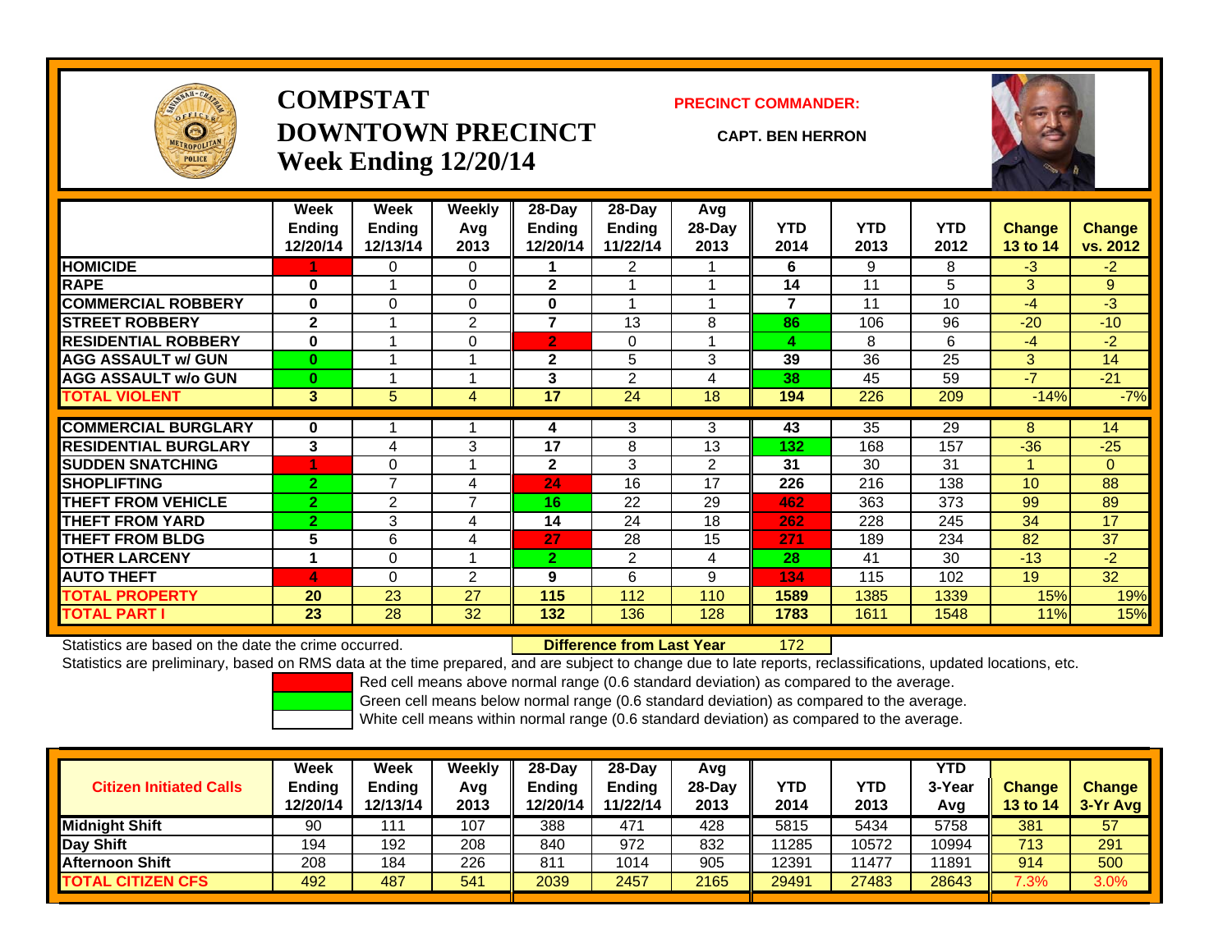# COMPSTAT
## DOWNTOWN PRECINCT
### Week Ending 12/20/14

**PRECINCT COMMANDER:**

**CAPT. BEN HERRON**

| | Week Ending 12/20/14 | Week Ending 12/13/14 | Weekly Avg 2013 | 28-Day Ending 12/20/14 | 28-Day Ending 11/22/14 | Avg 28-Day 2013 | YTD 2014 | YTD 2013 | YTD 2012 | Change 13 to 14 | Change vs. 2012 |
|---|---|---|---|---|---|---|---|---|---|---|---|
| HOMICIDE | 1 | 0 | 0 | 1 | 2 | 1 | 6 | 9 | 8 | -3 | -2 |
| RAPE | 0 | 1 | 0 | 2 | 1 | 1 | 14 | 11 | 5 | 3 | 9 |
| COMMERCIAL ROBBERY | 0 | 0 | 0 | 0 | 1 | 1 | 7 | 11 | 10 | -4 | -3 |
| STREET ROBBERY | 2 | 1 | 2 | 7 | 13 | 8 | 86 | 106 | 96 | -20 | -10 |
| RESIDENTIAL ROBBERY | 0 | 1 | 0 | 2 | 0 | 1 | 4 | 8 | 6 | -4 | -2 |
| AGG ASSAULT w/ GUN | 0 | 1 | 1 | 2 | 5 | 3 | 39 | 36 | 25 | 3 | 14 |
| AGG ASSAULT w/o GUN | 0 | 1 | 1 | 3 | 2 | 4 | 38 | 45 | 59 | -7 | -21 |
| TOTAL VIOLENT | 3 | 5 | 4 | 17 | 24 | 18 | 194 | 226 | 209 | -14% | -7% |
| COMMERCIAL BURGLARY | 0 | 1 | 1 | 4 | 3 | 3 | 43 | 35 | 29 | 8 | 14 |
| RESIDENTIAL BURGLARY | 3 | 4 | 3 | 17 | 8 | 13 | 132 | 168 | 157 | -36 | -25 |
| SUDDEN SNATCHING | 1 | 0 | 1 | 2 | 3 | 2 | 31 | 30 | 31 | 1 | 0 |
| SHOPLIFTING | 2 | 7 | 4 | 24 | 16 | 17 | 226 | 216 | 138 | 10 | 88 |
| THEFT FROM VEHICLE | 2 | 2 | 7 | 16 | 22 | 29 | 462 | 363 | 373 | 99 | 89 |
| THEFT FROM YARD | 2 | 3 | 4 | 14 | 24 | 18 | 262 | 228 | 245 | 34 | 17 |
| THEFT FROM BLDG | 5 | 6 | 4 | 27 | 28 | 15 | 271 | 189 | 234 | 82 | 37 |
| OTHER LARCENY | 1 | 0 | 1 | 2 | 2 | 4 | 28 | 41 | 30 | -13 | -2 |
| AUTO THEFT | 4 | 0 | 2 | 9 | 6 | 9 | 134 | 115 | 102 | 19 | 32 |
| TOTAL PROPERTY | 20 | 23 | 27 | 115 | 112 | 110 | 1589 | 1385 | 1339 | 15% | 19% |
| TOTAL PART I | 23 | 28 | 32 | 132 | 136 | 128 | 1783 | 1611 | 1548 | 11% | 15% |

Statistics are based on the date the crime occurred. **Difference from Last Year** 172

Statistics are preliminary, based on RMS data at the time prepared, and are subject to change due to late reports, reclassifications, updated locations, etc.

Red cell means above normal range (0.6 standard deviation) as compared to the average.
Green cell means below normal range (0.6 standard deviation) as compared to the average.
White cell means within normal range (0.6 standard deviation) as compared to the average.

| Citizen Initiated Calls | Week Ending 12/20/14 | Week Ending 12/13/14 | Weekly Avg 2013 | 28-Day Ending 12/20/14 | 28-Day Ending 11/22/14 | Avg 28-Day 2013 | YTD 2014 | YTD 2013 | YTD 3-Year Avg | Change 13 to 14 | Change 3-Yr Avg |
|---|---|---|---|---|---|---|---|---|---|---|---|
| Midnight Shift | 90 | 111 | 107 | 388 | 471 | 428 | 5815 | 5434 | 5758 | 381 | 57 |
| Day Shift | 194 | 192 | 208 | 840 | 972 | 832 | 11285 | 10572 | 10994 | 713 | 291 |
| Afternoon Shift | 208 | 184 | 226 | 811 | 1014 | 905 | 12391 | 11477 | 11891 | 914 | 500 |
| TOTAL CITIZEN CFS | 492 | 487 | 541 | 2039 | 2457 | 2165 | 29491 | 27483 | 28643 | 7.3% | 3.0% |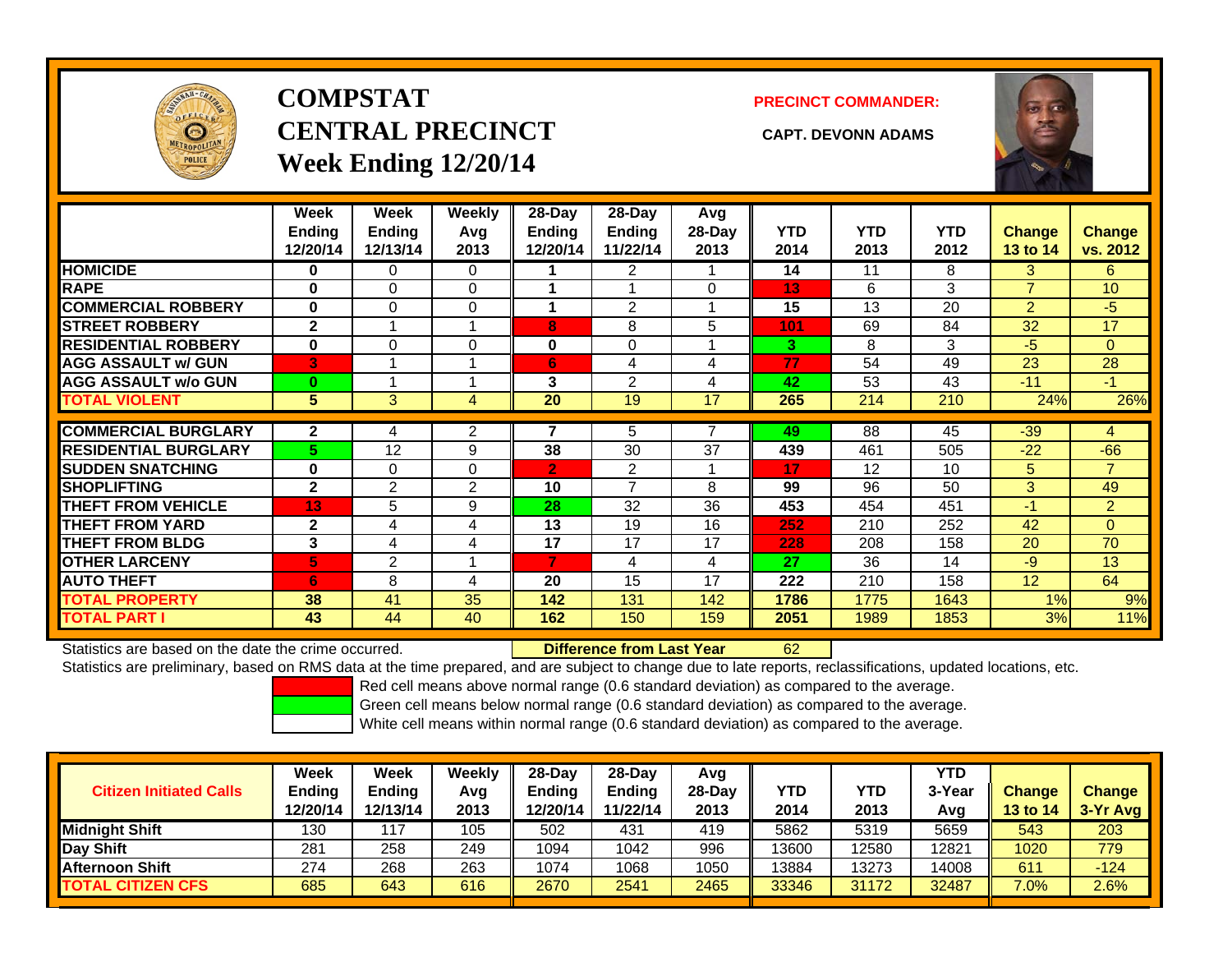# COMPSTAT
# CENTRAL PRECINCT
# Week Ending 12/20/14

**PRECINCT COMMANDER:**

**CAPT. DEVONN ADAMS**

| | Week Ending 12/20/14 | Week Ending 12/13/14 | Weekly Avg 2013 | 28-Day Ending 12/20/14 | 28-Day Ending 11/22/14 | Avg 28-Day 2013 | YTD 2014 | YTD 2013 | YTD 2012 | Change 13 to 14 | Change vs. 2012 |
|---|---|---|---|---|---|---|---|---|---|---|---|
| **HOMICIDE** | 0 | 0 | 0 | 1 | 2 | 1 | 14 | 11 | 8 | 3 | 6 |
| **RAPE** | 0 | 0 | 0 | 1 | 1 | 0 | 13 | 6 | 3 | 7 | 10 |
| **COMMERCIAL ROBBERY** | 0 | 0 | 0 | 1 | 2 | 1 | 15 | 13 | 20 | 2 | -5 |
| **STREET ROBBERY** | 2 | 1 | 1 | 8 | 8 | 5 | 101 | 69 | 84 | 32 | 17 |
| **RESIDENTIAL ROBBERY** | 0 | 0 | 0 | 0 | 0 | 1 | 3 | 8 | 3 | -5 | 0 |
| **AGG ASSAULT w/ GUN** | 3 | 1 | 1 | 6 | 4 | 4 | 77 | 54 | 49 | 23 | 28 |
| **AGG ASSAULT w/o GUN** | 0 | 1 | 1 | 3 | 2 | 4 | 42 | 53 | 43 | -11 | -1 |
| **TOTAL VIOLENT** | 5 | 3 | 4 | 20 | 19 | 17 | 265 | 214 | 210 | 24% | 26% |
| **COMMERCIAL BURGLARY** | 2 | 4 | 2 | 7 | 5 | 7 | 49 | 88 | 45 | -39 | 4 |
| **RESIDENTIAL BURGLARY** | 5 | 12 | 9 | 38 | 30 | 37 | 439 | 461 | 505 | -22 | -66 |
| **SUDDEN SNATCHING** | 0 | 0 | 0 | 2 | 2 | 1 | 17 | 12 | 10 | 5 | 7 |
| **SHOPLIFTING** | 2 | 2 | 2 | 10 | 7 | 8 | 99 | 96 | 50 | 3 | 49 |
| **THEFT FROM VEHICLE** | 13 | 5 | 9 | 28 | 32 | 36 | 453 | 454 | 451 | -1 | 2 |
| **THEFT FROM YARD** | 2 | 4 | 4 | 13 | 19 | 16 | 252 | 210 | 252 | 42 | 0 |
| **THEFT FROM BLDG** | 3 | 4 | 4 | 17 | 17 | 17 | 228 | 208 | 158 | 20 | 70 |
| **OTHER LARCENY** | 5 | 2 | 1 | 7 | 4 | 4 | 27 | 36 | 14 | -9 | 13 |
| **AUTO THEFT** | 6 | 8 | 4 | 20 | 15 | 17 | 222 | 210 | 158 | 12 | 64 |
| **TOTAL PROPERTY** | 38 | 41 | 35 | 142 | 131 | 142 | 1786 | 1775 | 1643 | 1% | 9% |
| **TOTAL PART I** | 43 | 44 | 40 | 162 | 150 | 159 | 2051 | 1989 | 1853 | 3% | 11% |

Statistics are based on the date the crime occurred. **Difference from Last Year** 62

Statistics are preliminary, based on RMS data at the time prepared, and are subject to change due to late reports, reclassifications, updated locations, etc.

Red cell means above normal range (0.6 standard deviation) as compared to the average.

Green cell means below normal range (0.6 standard deviation) as compared to the average.

White cell means within normal range (0.6 standard deviation) as compared to the average.

| Citizen Initiated Calls | Week Ending 12/20/14 | Week Ending 12/13/14 | Weekly Avg 2013 | 28-Day Ending 12/20/14 | 28-Day Ending 11/22/14 | Avg 28-Day 2013 | YTD 2014 | YTD 2013 | YTD 3-Year Avg | Change 13 to 14 | Change 3-Yr Avg |
|---|---|---|---|---|---|---|---|---|---|---|---|
| **Midnight Shift** | 130 | 117 | 105 | 502 | 431 | 419 | 5862 | 5319 | 5659 | 543 | 203 |
| **Day Shift** | 281 | 258 | 249 | 1094 | 1042 | 996 | 13600 | 12580 | 12821 | 1020 | 779 |
| **Afternoon Shift** | 274 | 268 | 263 | 1074 | 1068 | 1050 | 13884 | 13273 | 14008 | 611 | -124 |
| **TOTAL CITIZEN CFS** | 685 | 643 | 616 | 2670 | 2541 | 2465 | 33346 | 31172 | 32487 | 7.0% | 2.6% |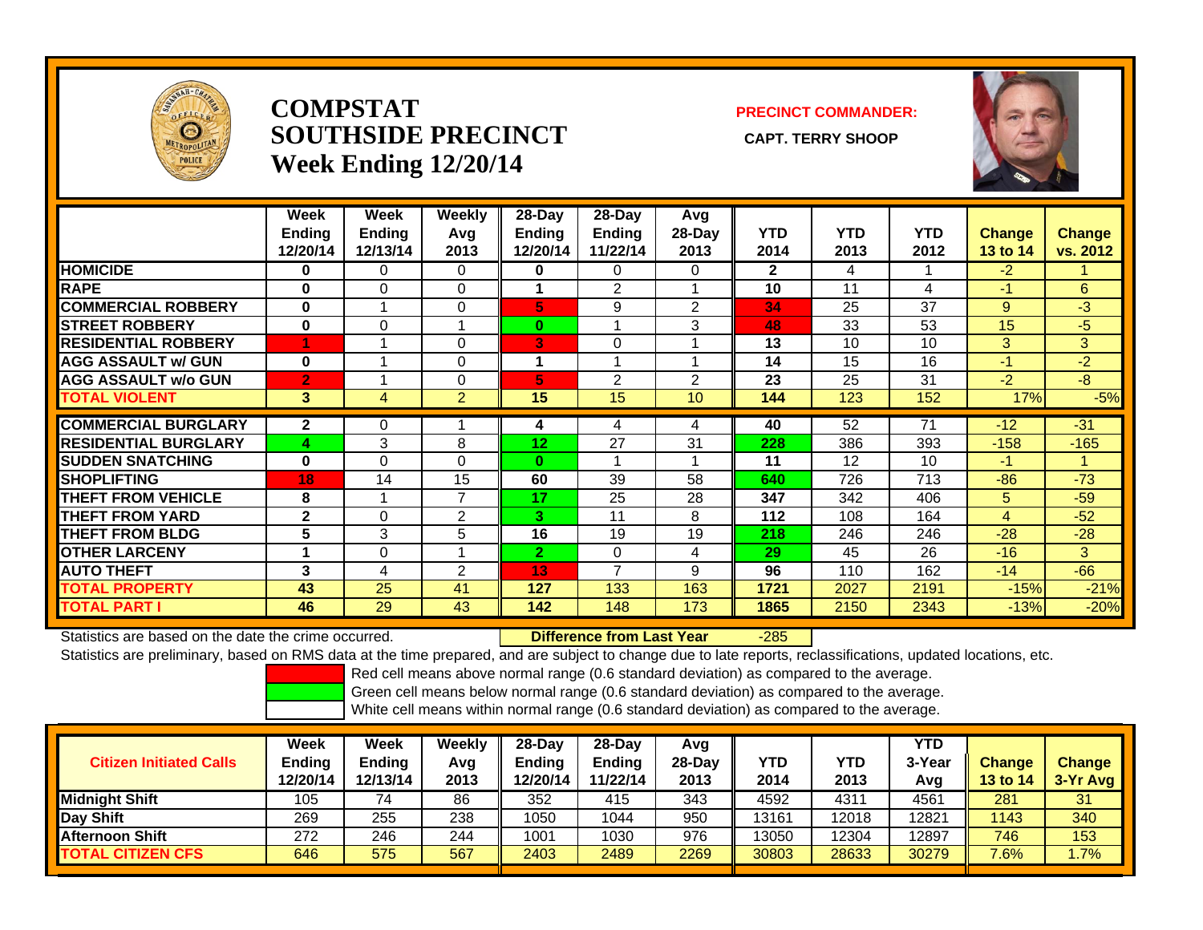# COMPSTAT
# SOUTHSIDE PRECINCT
## Week Ending 12/20/14

**PRECINCT COMMANDER:**

**CAPT. TERRY SHOOP**

| | Week Ending 12/20/14 | Week Ending 12/13/14 | Weekly Avg 2013 | 28-Day Ending 12/20/14 | 28-Day Ending 11/22/14 | Avg 28-Day 2013 | YTD 2014 | YTD 2013 | YTD 2012 | Change 13 to 14 | Change vs. 2012 |
|---|---|---|---|---|---|---|---|---|---|---|---|
| HOMICIDE | 0 | 0 | 0 | 0 | 0 | 0 | 2 | 4 | 1 | -2 | 1 |
| RAPE | 0 | 0 | 0 | 1 | 2 | 1 | 10 | 11 | 4 | -1 | 6 |
| COMMERCIAL ROBBERY | 0 | 1 | 0 | 5 | 9 | 2 | 34 | 25 | 37 | 9 | -3 |
| STREET ROBBERY | 0 | 0 | 1 | 0 | 1 | 3 | 48 | 33 | 53 | 15 | -5 |
| RESIDENTIAL ROBBERY | 1 | 1 | 0 | 3 | 0 | 1 | 13 | 10 | 10 | 3 | 3 |
| AGG ASSAULT w/ GUN | 0 | 1 | 0 | 1 | 1 | 1 | 14 | 15 | 16 | -1 | -2 |
| AGG ASSAULT w/o GUN | 2 | 1 | 0 | 5 | 2 | 2 | 23 | 25 | 31 | -2 | -8 |
| TOTAL VIOLENT | 3 | 4 | 2 | 15 | 15 | 10 | 144 | 123 | 152 | 17% | -5% |
| COMMERCIAL BURGLARY | 2 | 0 | 1 | 4 | 4 | 4 | 40 | 52 | 71 | -12 | -31 |
| RESIDENTIAL BURGLARY | 4 | 3 | 8 | 12 | 27 | 31 | 228 | 386 | 393 | -158 | -165 |
| SUDDEN SNATCHING | 0 | 0 | 0 | 0 | 1 | 1 | 11 | 12 | 10 | -1 | 1 |
| SHOPLIFTING | 18 | 14 | 15 | 60 | 39 | 58 | 640 | 726 | 713 | -86 | -73 |
| THEFT FROM VEHICLE | 8 | 1 | 7 | 17 | 25 | 28 | 347 | 342 | 406 | 5 | -59 |
| THEFT FROM YARD | 2 | 0 | 2 | 3 | 11 | 8 | 112 | 108 | 164 | 4 | -52 |
| THEFT FROM BLDG | 5 | 3 | 5 | 16 | 19 | 19 | 218 | 246 | 246 | -28 | -28 |
| OTHER LARCENY | 1 | 0 | 1 | 2 | 0 | 4 | 29 | 45 | 26 | -16 | 3 |
| AUTO THEFT | 3 | 4 | 2 | 13 | 7 | 9 | 96 | 110 | 162 | -14 | -66 |
| TOTAL PROPERTY | 43 | 25 | 41 | 127 | 133 | 163 | 1721 | 2027 | 2191 | -15% | -21% |
| TOTAL PART I | 46 | 29 | 43 | 142 | 148 | 173 | 1865 | 2150 | 2343 | -13% | -20% |

Statistics are based on the date the crime occurred. **Difference from Last Year** -285

Statistics are preliminary, based on RMS data at the time prepared, and are subject to change due to late reports, reclassifications, updated locations, etc.

Red cell means above normal range (0.6 standard deviation) as compared to the average.
Green cell means below normal range (0.6 standard deviation) as compared to the average.
White cell means within normal range (0.6 standard deviation) as compared to the average.

| Citizen Initiated Calls | Week Ending 12/20/14 | Week Ending 12/13/14 | Weekly Avg 2013 | 28-Day Ending 12/20/14 | 28-Day Ending 11/22/14 | Avg 28-Day 2013 | YTD 2014 | YTD 2013 | YTD 3-Year Avg | Change 13 to 14 | Change 3-Yr Avg |
|---|---|---|---|---|---|---|---|---|---|---|---|
| Midnight Shift | 105 | 74 | 86 | 352 | 415 | 343 | 4592 | 4311 | 4561 | 281 | 31 |
| Day Shift | 269 | 255 | 238 | 1050 | 1044 | 950 | 13161 | 12018 | 12821 | 1143 | 340 |
| Afternoon Shift | 272 | 246 | 244 | 1001 | 1030 | 976 | 13050 | 12304 | 12897 | 746 | 153 |
| TOTAL CITIZEN CFS | 646 | 575 | 567 | 2403 | 2489 | 2269 | 30803 | 28633 | 30279 | 7.6% | 1.7% |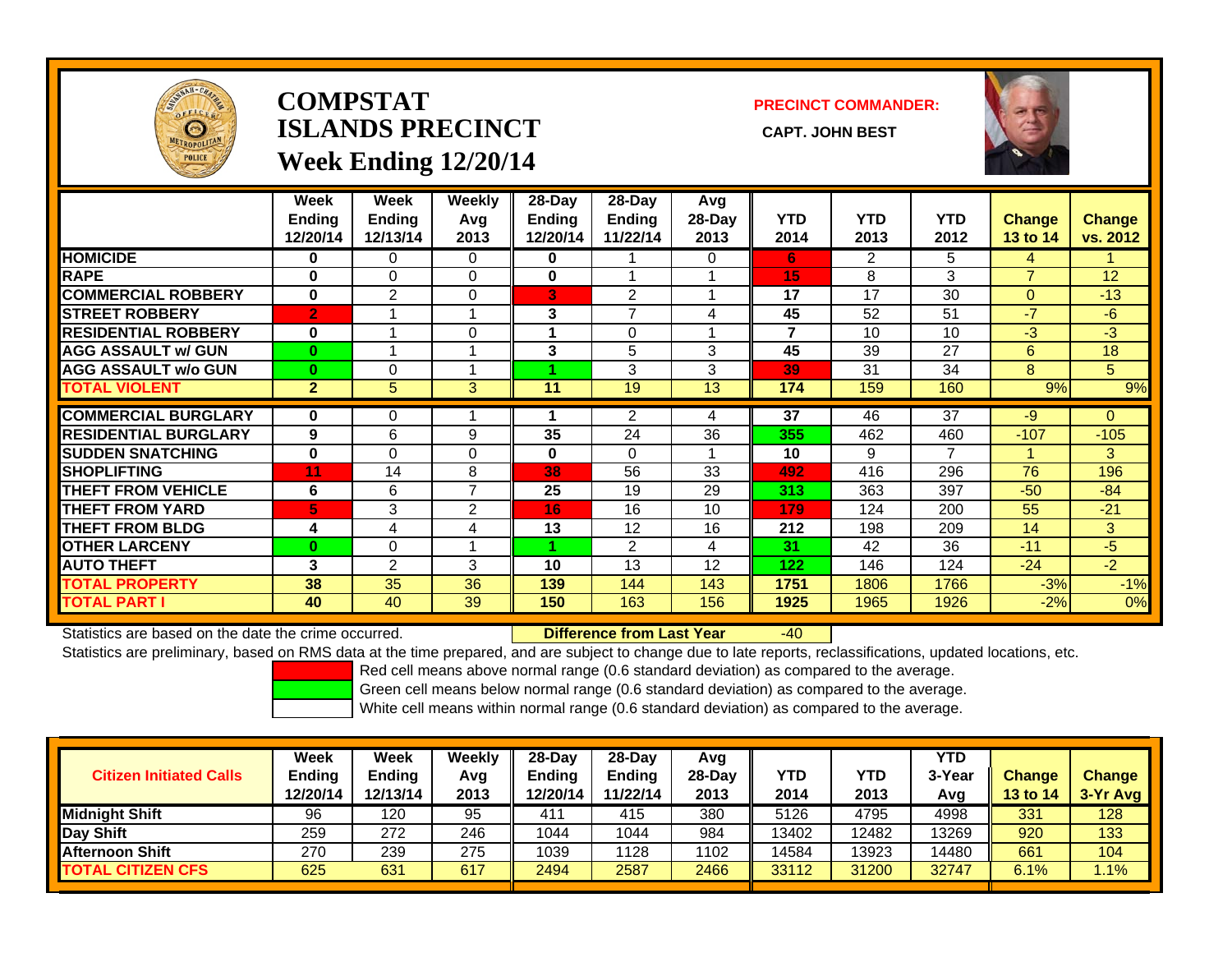# COMPSTAT
# ISLANDS PRECINCT
## Week Ending 12/20/14

**PRECINCT COMMANDER:**

**CAPT. JOHN BEST**

| | Week Ending 12/20/14 | Week Ending 12/13/14 | Weekly Avg 2013 | 28-Day Ending 12/20/14 | 28-Day Ending 11/22/14 | Avg 28-Day 2013 | YTD 2014 | YTD 2013 | YTD 2012 | Change 13 to 14 | Change vs. 2012 |
|---|---|---|---|---|---|---|---|---|---|---|---|
| HOMICIDE | 0 | 0 | 0 | 0 | 1 | 0 | 6 | 2 | 5 | 4 | 1 |
| RAPE | 0 | 0 | 0 | 0 | 1 | 1 | 15 | 8 | 3 | 7 | 12 |
| COMMERCIAL ROBBERY | 0 | 2 | 0 | 3 | 2 | 1 | 17 | 17 | 30 | 0 | -13 |
| STREET ROBBERY | 2 | 1 | 1 | 3 | 7 | 4 | 45 | 52 | 51 | -7 | -6 |
| RESIDENTIAL ROBBERY | 0 | 1 | 0 | 1 | 0 | 1 | 7 | 10 | 10 | -3 | -3 |
| AGG ASSAULT w/ GUN | 0 | 1 | 1 | 3 | 5 | 3 | 45 | 39 | 27 | 6 | 18 |
| AGG ASSAULT w/o GUN | 0 | 0 | 1 | 1 | 3 | 3 | 39 | 31 | 34 | 8 | 5 |
| TOTAL VIOLENT | 2 | 5 | 3 | 11 | 19 | 13 | 174 | 159 | 160 | 9% | 9% |
| COMMERCIAL BURGLARY | 0 | 0 | 1 | 1 | 2 | 4 | 37 | 46 | 37 | -9 | 0 |
| RESIDENTIAL BURGLARY | 9 | 6 | 9 | 35 | 24 | 36 | 355 | 462 | 460 | -107 | -105 |
| SUDDEN SNATCHING | 0 | 0 | 0 | 0 | 0 | 1 | 10 | 9 | 7 | 1 | 3 |
| SHOPLIFTING | 11 | 14 | 8 | 38 | 56 | 33 | 492 | 416 | 296 | 76 | 196 |
| THEFT FROM VEHICLE | 6 | 6 | 7 | 25 | 19 | 29 | 313 | 363 | 397 | -50 | -84 |
| THEFT FROM YARD | 5 | 3 | 2 | 16 | 16 | 10 | 179 | 124 | 200 | 55 | -21 |
| THEFT FROM BLDG | 4 | 4 | 4 | 13 | 12 | 16 | 212 | 198 | 209 | 14 | 3 |
| OTHER LARCENY | 0 | 0 | 1 | 1 | 2 | 4 | 31 | 42 | 36 | -11 | -5 |
| AUTO THEFT | 3 | 2 | 3 | 10 | 13 | 12 | 122 | 146 | 124 | -24 | -2 |
| TOTAL PROPERTY | 38 | 35 | 36 | 139 | 144 | 143 | 1751 | 1806 | 1766 | -3% | -1% |
| TOTAL PART I | 40 | 40 | 39 | 150 | 163 | 156 | 1925 | 1965 | 1926 | -2% | 0% |

Statistics are based on the date the crime occurred. **Difference from Last Year** -40

Statistics are preliminary, based on RMS data at the time prepared, and are subject to change due to late reports, reclassifications, updated locations, etc.

Red cell means above normal range (0.6 standard deviation) as compared to the average.

Green cell means below normal range (0.6 standard deviation) as compared to the average.

White cell means within normal range (0.6 standard deviation) as compared to the average.

| Citizen Initiated Calls | Week Ending 12/20/14 | Week Ending 12/13/14 | Weekly Avg 2013 | 28-Day Ending 12/20/14 | 28-Day Ending 11/22/14 | Avg 28-Day 2013 | YTD 2014 | YTD 2013 | YTD 3-Year Avg | Change 13 to 14 | Change 3-Yr Avg |
|---|---|---|---|---|---|---|---|---|---|---|---|
| Midnight Shift | 96 | 120 | 95 | 411 | 415 | 380 | 5126 | 4795 | 4998 | 331 | 128 |
| Day Shift | 259 | 272 | 246 | 1044 | 1044 | 984 | 13402 | 12482 | 13269 | 920 | 133 |
| Afternoon Shift | 270 | 239 | 275 | 1039 | 1128 | 1102 | 14584 | 13923 | 14480 | 661 | 104 |
| TOTAL CITIZEN CFS | 625 | 631 | 617 | 2494 | 2587 | 2466 | 33112 | 31200 | 32747 | 6.1% | 1.1% |